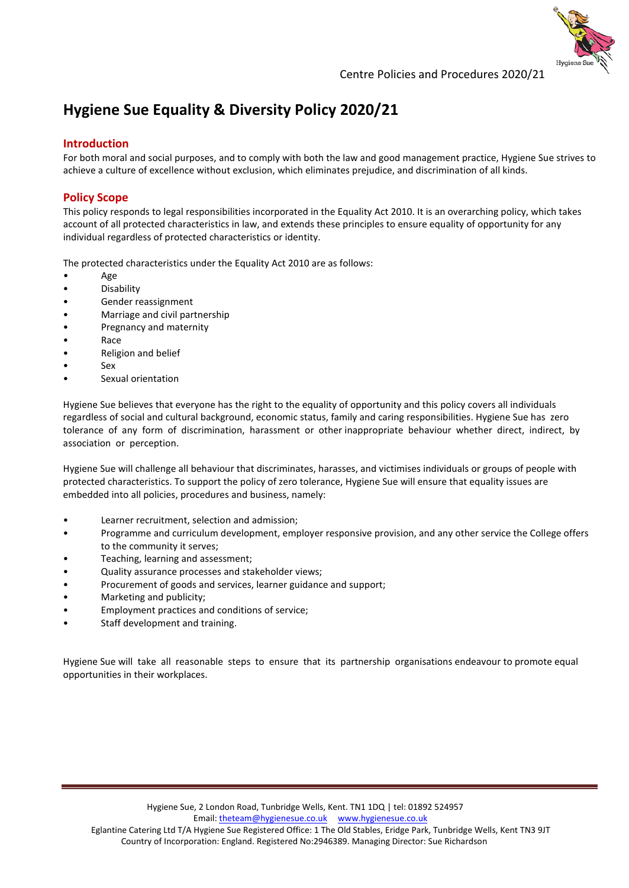# Hygiene Sue Equality & Diversity Policy 2020/21

## Introduction

For both moral and social purposes, and to comply with both the law and good management practice, Hygiene Sue strives to achieve a culture of excellence without exclusion, which eliminates prejudice, and discrimination of all kinds.

## Policy Scope

This policy responds to legal responsibilities incorporated in the Equality Act 2010. It is an overarching policy, which takes account of all protected characteristics in law, and extends these principles to ensure equality of opportunity for any individual regardless of protected characteristics or identity.

The protected characteristics under the Equality Act 2010 are as follows:

- Age
- Disability
- Gender reassignment
- Marriage and civil partnership
- Pregnancy and maternity
- Race
- Religion and belief
- Sex
- Sexual orientation

Hygiene Sue believes that everyone has the right to the equality of opportunity and this policy covers all individuals regardless of social and cultural background, economic status, family and caring responsibilities. Hygiene Sue has zero tolerance of any form of discrimination, harassment or other inappropriate behaviour whether direct, indirect, by association or perception.

Hygiene Sue will challenge all behaviour that discriminates, harasses, and victimises individuals or groups of people with protected characteristics. To support the policy of zero tolerance, Hygiene Sue will ensure that equality issues are embedded into all policies, procedures and business, namely:

- Learner recruitment, selection and admission;
- Programme and curriculum development, employer responsive provision, and any other service the College offers to the community it serves;
- Teaching, learning and assessment;
- Quality assurance processes and stakeholder views;
- Procurement of goods and services, learner guidance and support;
- Marketing and publicity;
- Employment practices and conditions of service;
- Staff development and training.

Hygiene Sue will take all reasonable steps to ensure that its partnership organisations endeavour to promote equal opportunities in their workplaces.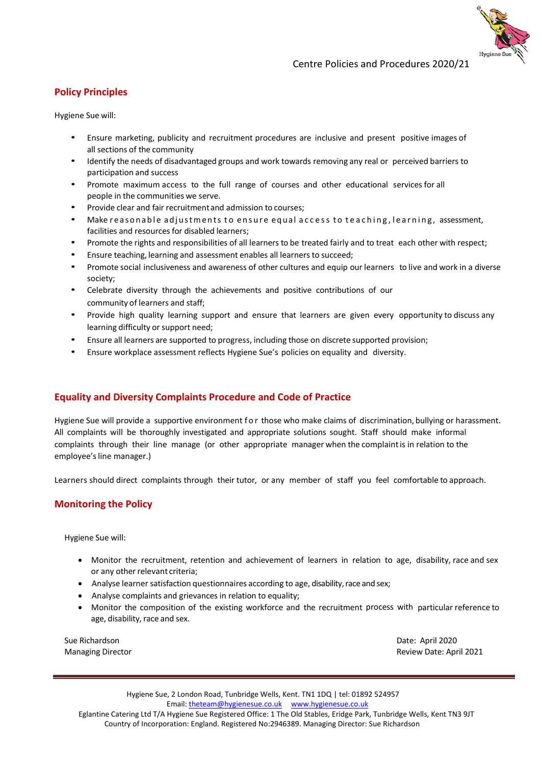## Policy Principles

Hygiene Sue will:

- Ensure marketing, publicity and recruitment procedures are inclusive and present positive images of all sections of the community
- Identify the needs of disadvantaged groups and work towards removing any real or perceived barriers to participation and success
- Promote maximum access to the full range of courses and other educational services for all people in the communities we serve.
- Provide clear and fair recruitment and admission to courses;
- Make reasonable adjustments to ensure equal access to teaching, learning, assessment, facilities and resources for disabled learners;
- Promote the rights and responsibilities of all learners to be treated fairly and to treat each other with respect;
- Ensure teaching, learning and assessment enables all learners to succeed;
- Promote social inclusiveness and awareness of other cultures and equip our learners to live and work in a diverse society;
- Celebrate diversity through the achievements and positive contributions of our community of learners and staff;
- Provide high quality learning support and ensure that learners are given every opportunity to discuss any learning difficulty or support need;
- Ensure all learners are supported to progress, including those on discrete supported provision;
- Ensure workplace assessment reflects Hygiene Sue's policies on equality and diversity.

## Equality and Diversity Complaints Procedure and Code of Practice

Hygiene Sue will provide a supportive environment for those who make claims of discrimination, bullying or harassment. All complaints will be thoroughly investigated and appropriate solutions sought. Staff should make informal complaints through their line manage (or other appropriate manager when the complaint is in relation to the employee's line manager.)

Learners should direct complaints through their tutor, or any member of staff you feel comfortable to approach.

## Monitoring the Policy

Hygiene Sue will:

- Monitor the recruitment, retention and achievement of learners in relation to age, disability, race and sex or any other relevant criteria;
- Analyse learner satisfaction questionnaires according to age, disability, race and sex;
- Analyse complaints and grievances in relation to equality;
- Monitor the composition of the existing workforce and the recruitment process with particular reference to age, disability, race and sex.

Sue Richardson
Managing Director

Date: April 2020
Review Date: April 2021